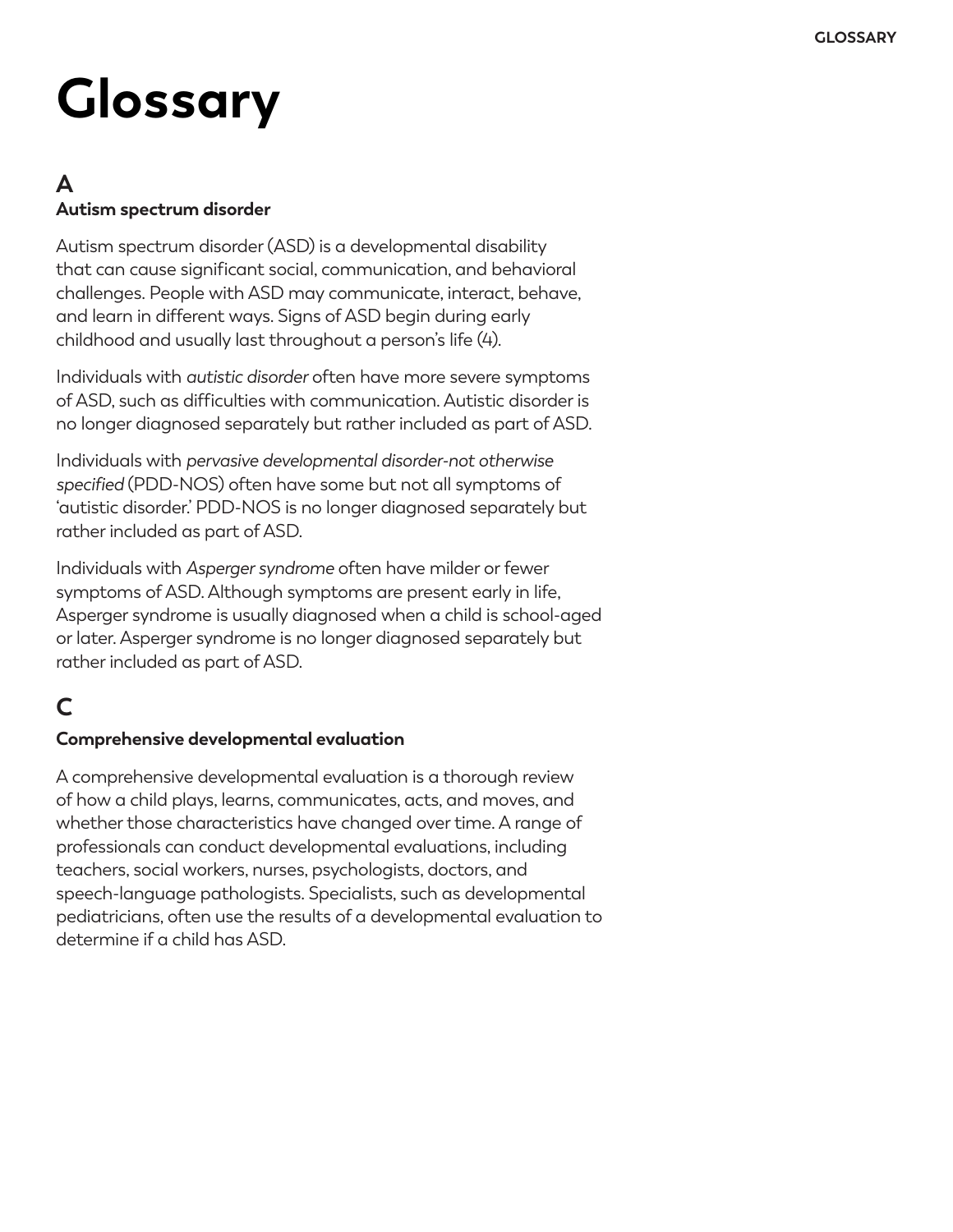# Glossary

## A

### Autism spectrum disorder

Autism spectrum disorder (ASD) is a developmental disability that can cause significant social, communication, and behavioral challenges. People with ASD may communicate, interact, behave, and learn in different ways. Signs of ASD begin during early childhood and usually last throughout a person's life (4).

Individuals with *autistic disorder* often have more severe symptoms of ASD, such as difficulties with communication. Autistic disorder is no longer diagnosed separately but rather included as part of ASD.

Individuals with *pervasive developmental disorder-not otherwise specified* (PDD-NOS) often have some but not all symptoms of 'autistic disorder.' PDD-NOS is no longer diagnosed separately but rather included as part of ASD.

Individuals with *Asperger syndrome* often have milder or fewer symptoms of ASD. Although symptoms are present early in life, Asperger syndrome is usually diagnosed when a child is school-aged or later. Asperger syndrome is no longer diagnosed separately but rather included as part of ASD.

## C

### Comprehensive developmental evaluation

A comprehensive developmental evaluation is a thorough review of how a child plays, learns, communicates, acts, and moves, and whether those characteristics have changed over time. A range of professionals can conduct developmental evaluations, including teachers, social workers, nurses, psychologists, doctors, and speech-language pathologists. Specialists, such as developmental pediatricians, often use the results of a developmental evaluation to determine if a child has ASD.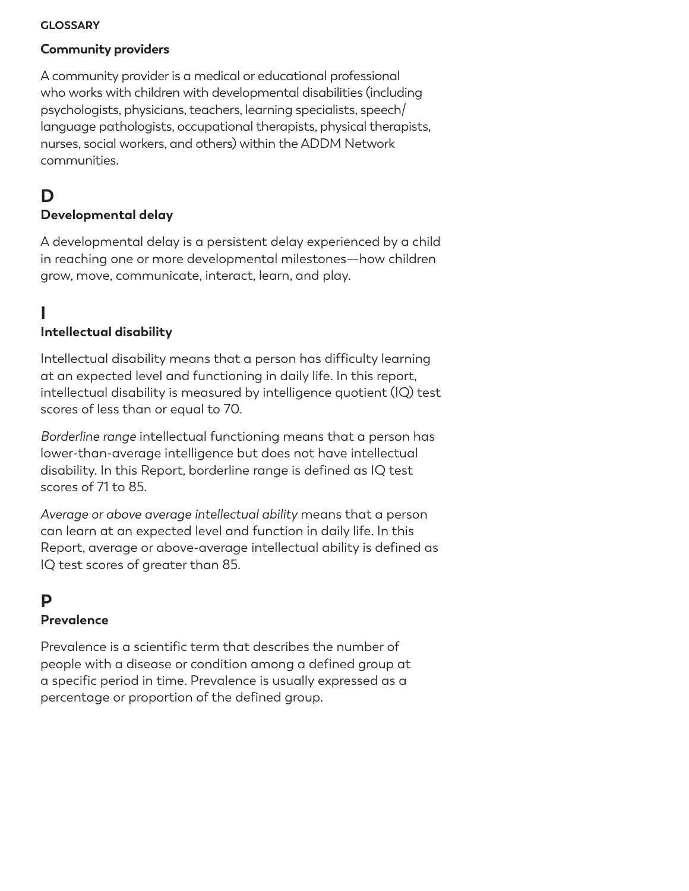GLOSSARY

### Community providers

A community provider is a medical or educational professional who works with children with developmental disabilities (including psychologists, physicians, teachers, learning specialists, speech/language pathologists, occupational therapists, physical therapists, nurses, social workers, and others) within the ADDM Network communities.

## D

### Developmental delay

A developmental delay is a persistent delay experienced by a child in reaching one or more developmental milestones—how children grow, move, communicate, interact, learn, and play.

## I

### Intellectual disability

Intellectual disability means that a person has difficulty learning at an expected level and functioning in daily life. In this report, intellectual disability is measured by intelligence quotient (IQ) test scores of less than or equal to 70.

*Borderline range* intellectual functioning means that a person has lower-than-average intelligence but does not have intellectual disability. In this Report, borderline range is defined as IQ test scores of 71 to 85.

*Average or above average intellectual ability* means that a person can learn at an expected level and function in daily life. In this Report, average or above-average intellectual ability is defined as IQ test scores of greater than 85.

## P

### Prevalence

Prevalence is a scientific term that describes the number of people with a disease or condition among a defined group at a specific period in time. Prevalence is usually expressed as a percentage or proportion of the defined group.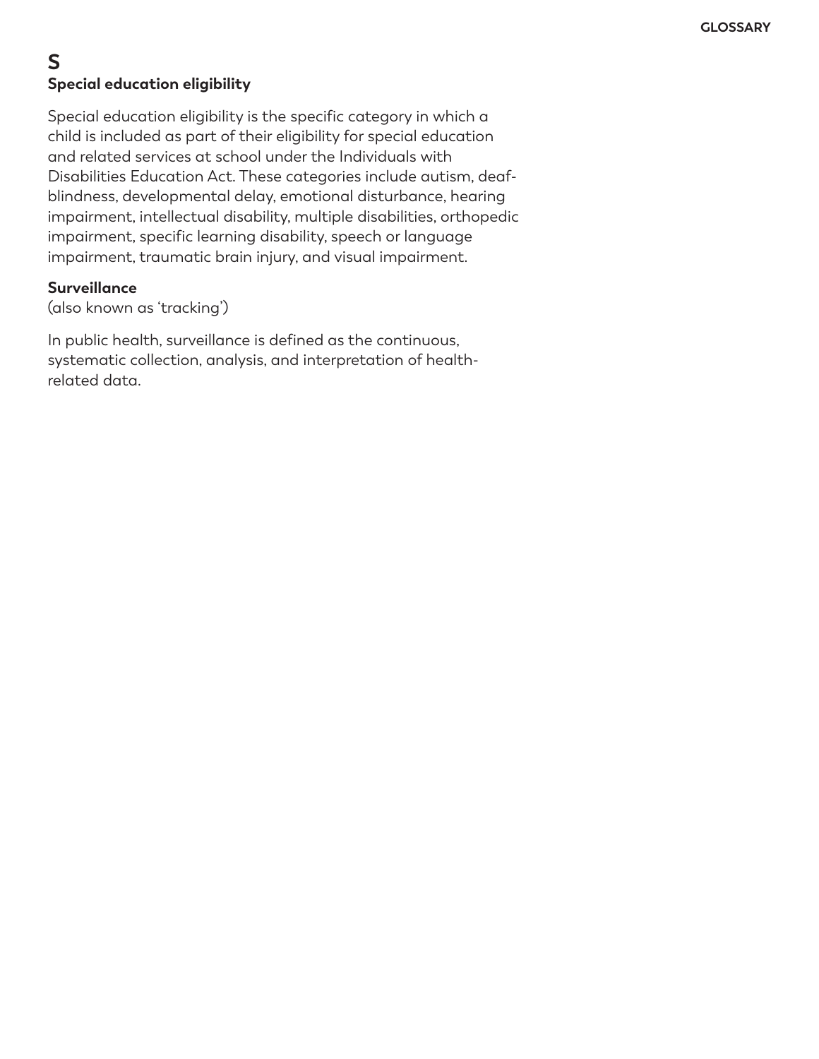## S

### Special education eligibility

Special education eligibility is the specific category in which a child is included as part of their eligibility for special education and related services at school under the Individuals with Disabilities Education Act. These categories include autism, deaf-blindness, developmental delay, emotional disturbance, hearing impairment, intellectual disability, multiple disabilities, orthopedic impairment, specific learning disability, speech or language impairment, traumatic brain injury, and visual impairment.

### Surveillance

(also known as 'tracking')

In public health, surveillance is defined as the continuous, systematic collection, analysis, and interpretation of health-related data.